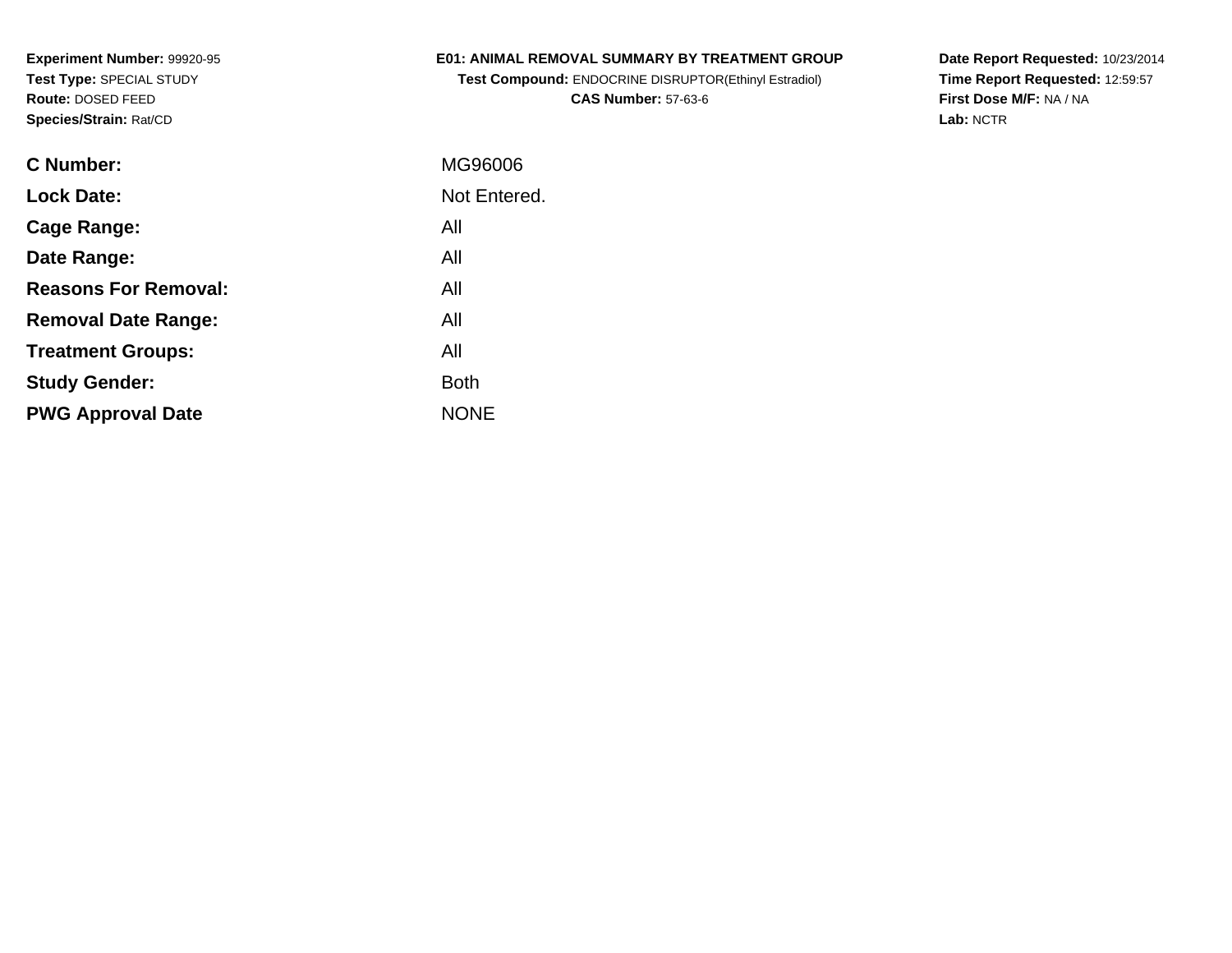**Experiment Number:** 99920-95
**Test Type:** SPECIAL STUDY
**Route:** DOSED FEED
**Species/Strain:** Rat/CD

**E01: ANIMAL REMOVAL SUMMARY BY TREATMENT GROUP**
**Test Compound:** ENDOCRINE DISRUPTOR(Ethinyl Estradiol)
**CAS Number:** 57-63-6

**Date Report Requested:** 10/23/2014
**Time Report Requested:** 12:59:57
**First Dose M/F:** NA / NA
**Lab:** NCTR

| | |
|---|---|
| **C Number:** | MG96006 |
| **Lock Date:** | Not Entered. |
| **Cage Range:** | All |
| **Date Range:** | All |
| **Reasons For Removal:** | All |
| **Removal Date Range:** | All |
| **Treatment Groups:** | All |
| **Study Gender:** | Both |
| **PWG Approval Date** | NONE |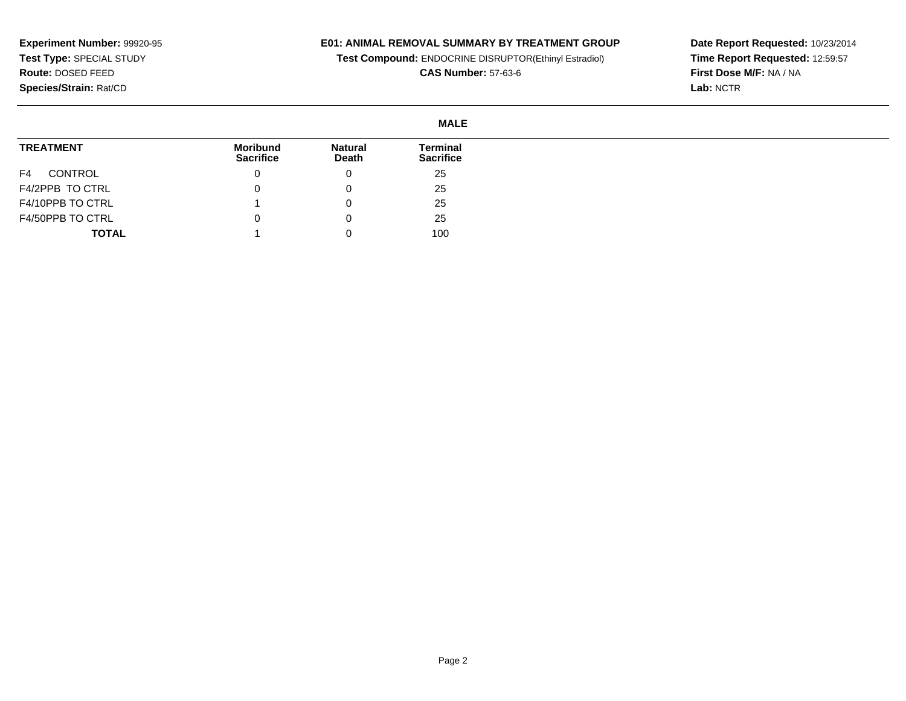**Experiment Number:** 99920-95
**Test Type:** SPECIAL STUDY
**Route:** DOSED FEED
**Species/Strain:** Rat/CD

**E01: ANIMAL REMOVAL SUMMARY BY TREATMENT GROUP**
**Test Compound:** ENDOCRINE DISRUPTOR(Ethinyl Estradiol)
**CAS Number:** 57-63-6

**Date Report Requested:** 10/23/2014
**Time Report Requested:** 12:59:57
**First Dose M/F:** NA / NA
**Lab:** NCTR

**MALE**

| TREATMENT | Moribund Sacrifice | Natural Death | Terminal Sacrifice |
|---|---|---|---|
| F4 CONTROL | 0 | 0 | 25 |
| F4/2PPB TO CTRL | 0 | 0 | 25 |
| F4/10PPB TO CTRL | 1 | 0 | 25 |
| F4/50PPB TO CTRL | 0 | 0 | 25 |
| **TOTAL** | 1 | 0 | 100 |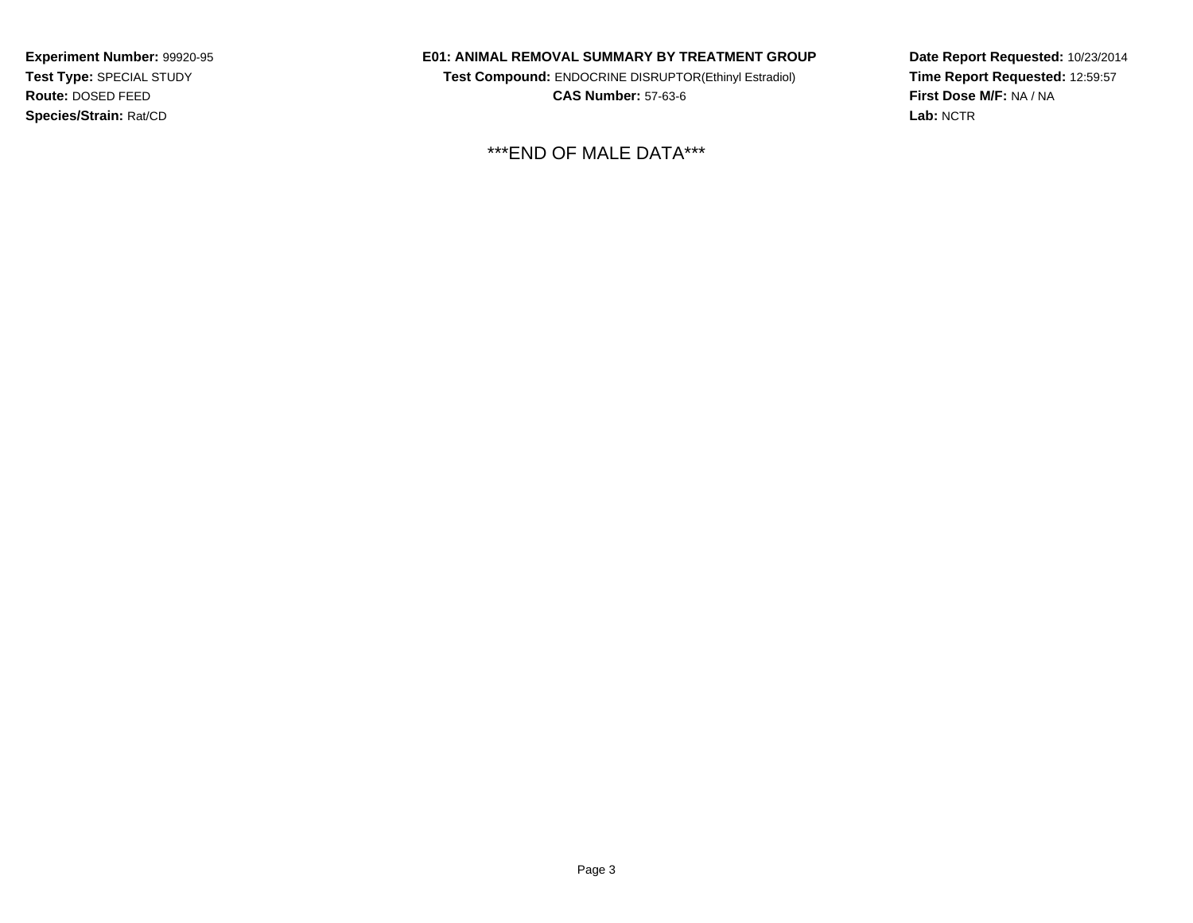**Experiment Number:** 99920-95
**Test Type:** SPECIAL STUDY
**Route:** DOSED FEED
**Species/Strain:** Rat/CD

**E01: ANIMAL REMOVAL SUMMARY BY TREATMENT GROUP**
**Test Compound:** ENDOCRINE DISRUPTOR(Ethinyl Estradiol)
**CAS Number:** 57-63-6

**Date Report Requested:** 10/23/2014
**Time Report Requested:** 12:59:57
**First Dose M/F:** NA / NA
**Lab:** NCTR

***END OF MALE DATA***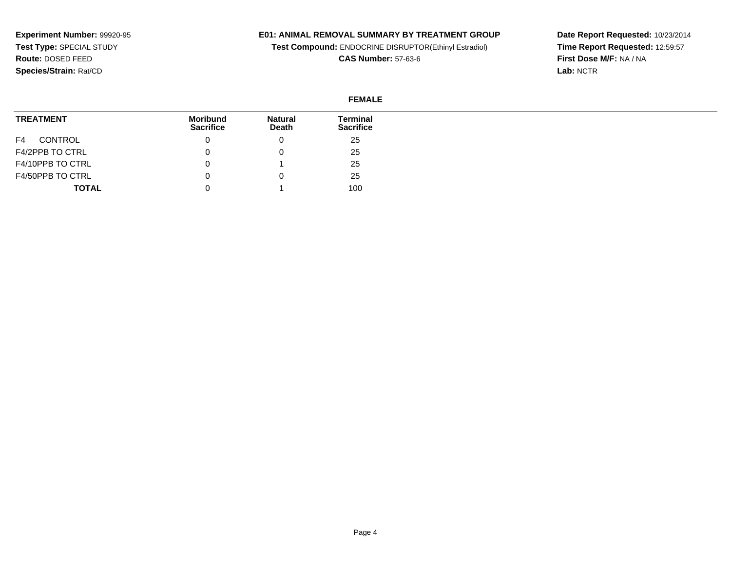**Experiment Number:** 99920-95
**Test Type:** SPECIAL STUDY
**Route:** DOSED FEED
**Species/Strain:** Rat/CD

**E01: ANIMAL REMOVAL SUMMARY BY TREATMENT GROUP**
**Test Compound:** ENDOCRINE DISRUPTOR(Ethinyl Estradiol)
**CAS Number:** 57-63-6

**Date Report Requested:** 10/23/2014
**Time Report Requested:** 12:59:57
**First Dose M/F:** NA / NA
**Lab:** NCTR

**FEMALE**

| TREATMENT | Moribund Sacrifice | Natural Death | Terminal Sacrifice |
|---|---|---|---|
| F4 CONTROL | 0 | 0 | 25 |
| F4/2PPB TO CTRL | 0 | 0 | 25 |
| F4/10PPB TO CTRL | 0 | 1 | 25 |
| F4/50PPB TO CTRL | 0 | 0 | 25 |
| **TOTAL** | 0 | 1 | 100 |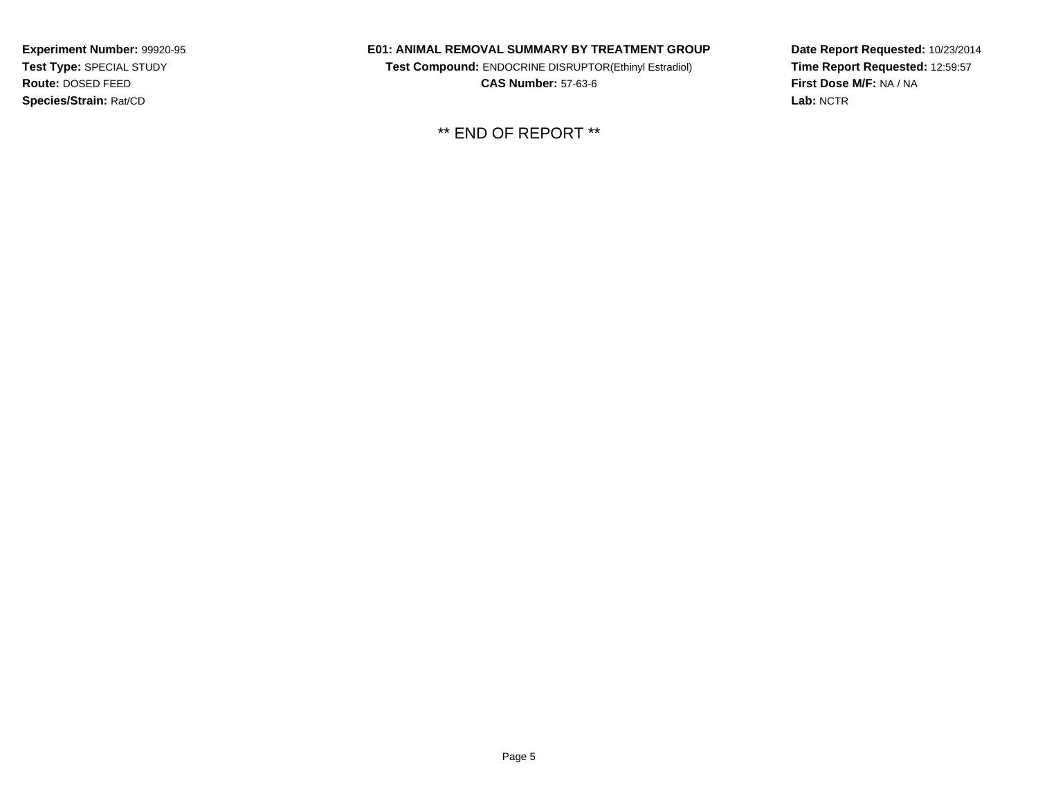**Experiment Number:** 99920-95
**Test Type:** SPECIAL STUDY
**Route:** DOSED FEED
**Species/Strain:** Rat/CD

**E01: ANIMAL REMOVAL SUMMARY BY TREATMENT GROUP**
**Test Compound:** ENDOCRINE DISRUPTOR(Ethinyl Estradiol)
**CAS Number:** 57-63-6

**Date Report Requested:** 10/23/2014
**Time Report Requested:** 12:59:57
**First Dose M/F:** NA / NA
**Lab:** NCTR

** END OF REPORT **